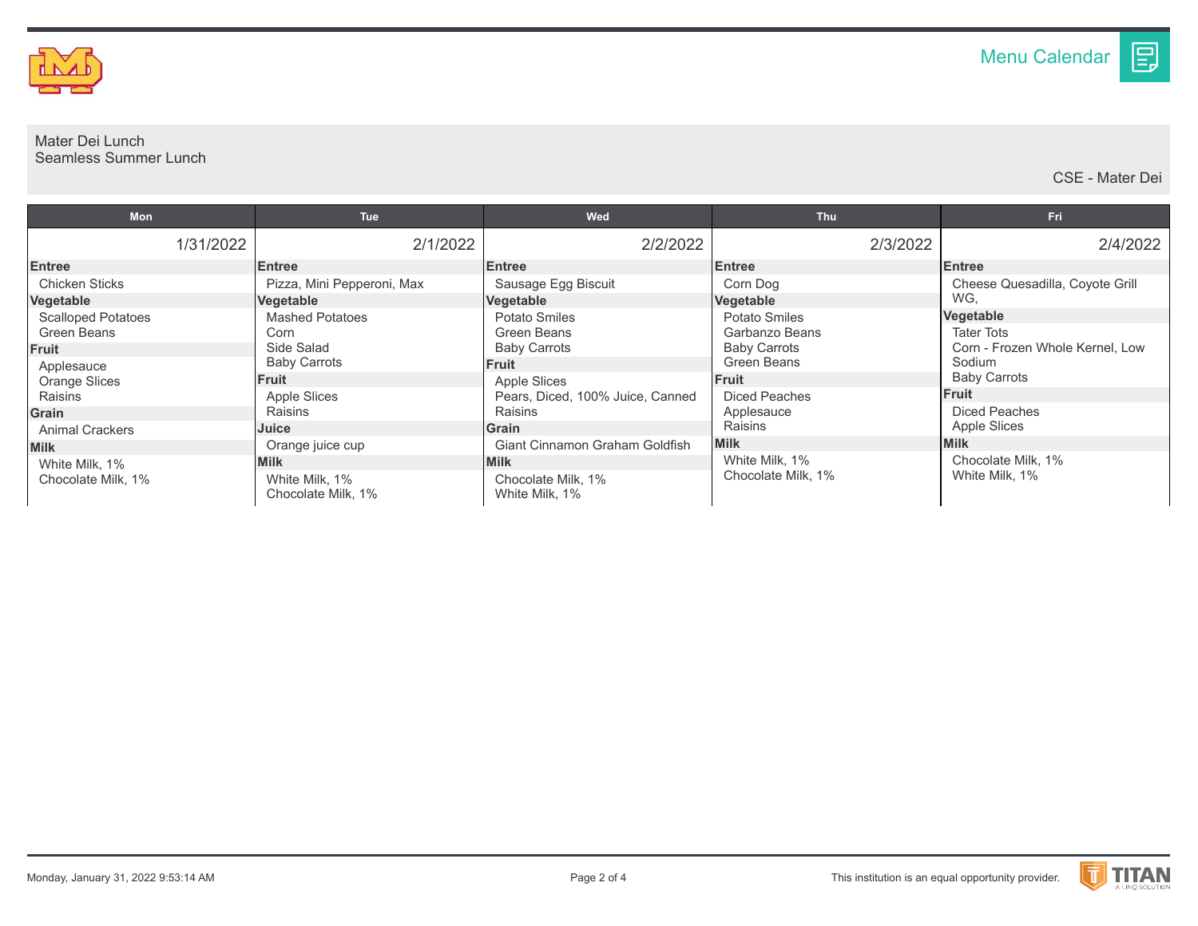# Menu Calendar

Mater Dei Lunch
Seamless Summer Lunch

CSE - Mater Dei

| Mon | Tue | Wed | Thu | Fri |
|---|---|---|---|---|
| 1/31/2022 | 2/1/2022 | 2/2/2022 | 2/3/2022 | 2/4/2022 |
| **Entree**<br>Chicken Sticks<br>**Vegetable**<br>Scalloped Potatoes<br>Green Beans<br>**Fruit**<br>Applesauce<br>Orange Slices<br>Raisins<br>**Grain**<br>Animal Crackers<br>**Milk**<br>White Milk, 1%<br>Chocolate Milk, 1% | **Entree**<br>Pizza, Mini Pepperoni, Max<br>**Vegetable**<br>Mashed Potatoes<br>Corn<br>Side Salad<br>Baby Carrots<br>**Fruit**<br>Apple Slices<br>Raisins<br>**Juice**<br>Orange juice cup<br>**Milk**<br>White Milk, 1%<br>Chocolate Milk, 1% | **Entree**<br>Sausage Egg Biscuit<br>**Vegetable**<br>Potato Smiles<br>Green Beans<br>Baby Carrots<br>**Fruit**<br>Apple Slices<br>Pears, Diced, 100% Juice, Canned<br>Raisins<br>**Grain**<br>Giant Cinnamon Graham Goldfish<br>**Milk**<br>Chocolate Milk, 1%<br>White Milk, 1% | **Entree**<br>Corn Dog<br>**Vegetable**<br>Potato Smiles<br>Garbanzo Beans<br>Baby Carrots<br>Green Beans<br>**Fruit**<br>Diced Peaches<br>Applesauce<br>Raisins<br>**Milk**<br>White Milk, 1%<br>Chocolate Milk, 1% | **Entree**<br>Cheese Quesadilla, Coyote Grill WG,<br>**Vegetable**<br>Tater Tots<br>Corn - Frozen Whole Kernel, Low Sodium<br>Baby Carrots<br>**Fruit**<br>Diced Peaches<br>Apple Slices<br>**Milk**<br>Chocolate Milk, 1%<br>White Milk, 1% |

Monday, January 31, 2022 9:53:14 AM

This institution is an equal opportunity provider.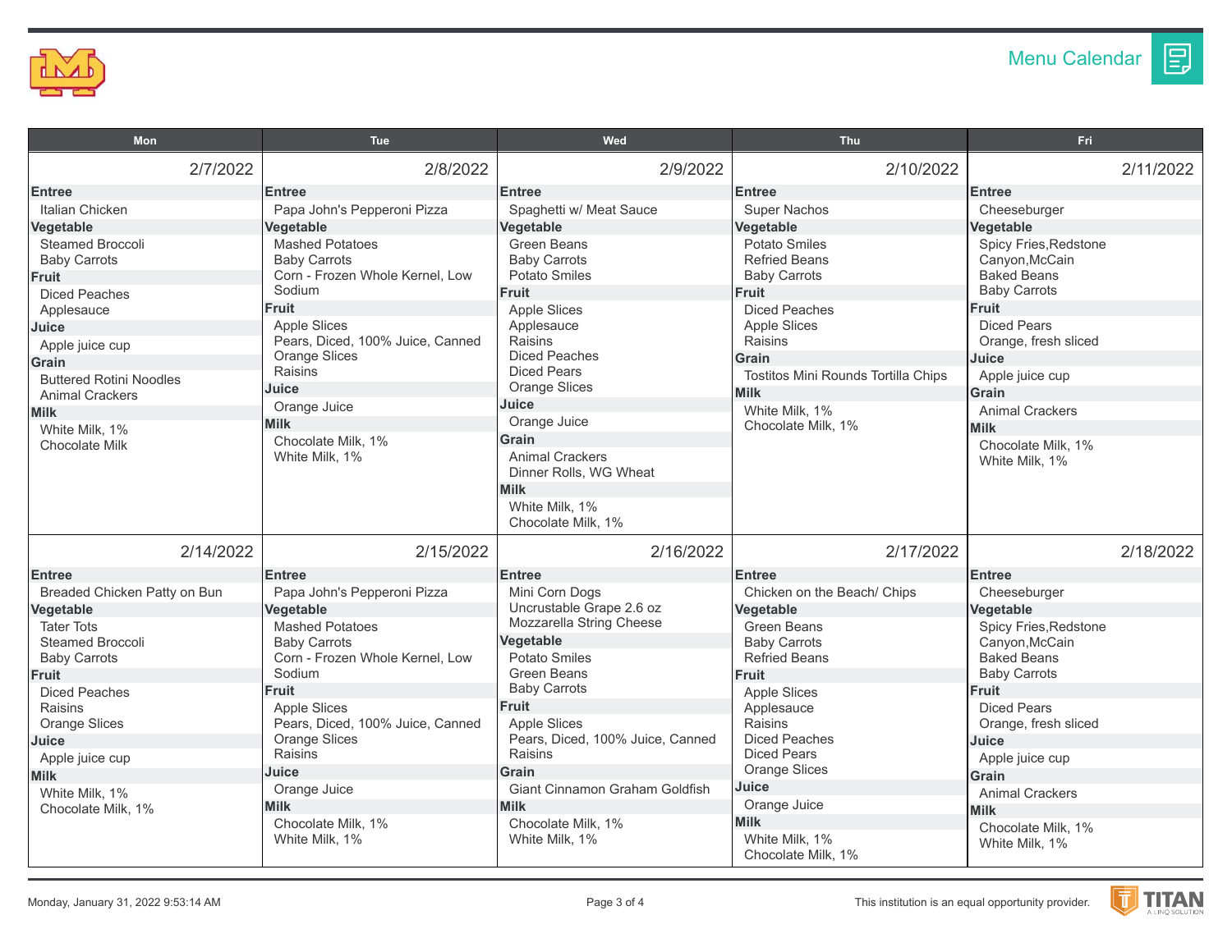# Menu Calendar

| Mon | Tue | Wed | Thu | Fri |
|---|---|---|---|---|
| **2/7/2022** | **2/8/2022** | **2/9/2022** | **2/10/2022** | **2/11/2022** |
| **Entree**<br>Italian Chicken<br>**Vegetable**<br>Steamed Broccoli<br>Baby Carrots<br>**Fruit**<br>Diced Peaches<br>Applesauce<br>**Juice**<br>Apple juice cup<br>**Grain**<br>Buttered Rotini Noodles<br>Animal Crackers<br>**Milk**<br>White Milk, 1%<br>Chocolate Milk | **Entree**<br>Papa John's Pepperoni Pizza<br>**Vegetable**<br>Mashed Potatoes<br>Baby Carrots<br>Corn - Frozen Whole Kernel, Low Sodium<br>**Fruit**<br>Apple Slices<br>Pears, Diced, 100% Juice, Canned<br>Orange Slices<br>Raisins<br>**Juice**<br>Orange Juice<br>**Milk**<br>Chocolate Milk, 1%<br>White Milk, 1% | **Entree**<br>Spaghetti w/ Meat Sauce<br>**Vegetable**<br>Green Beans<br>Baby Carrots<br>Potato Smiles<br>**Fruit**<br>Apple Slices<br>Applesauce<br>Raisins<br>Diced Peaches<br>Diced Pears<br>Orange Slices<br>**Juice**<br>Orange Juice<br>**Grain**<br>Animal Crackers<br>Dinner Rolls, WG Wheat<br>**Milk**<br>White Milk, 1%<br>Chocolate Milk, 1% | **Entree**<br>Super Nachos<br>**Vegetable**<br>Potato Smiles<br>Refried Beans<br>Baby Carrots<br>**Fruit**<br>Diced Peaches<br>Apple Slices<br>Raisins<br>**Grain**<br>Tostitos Mini Rounds Tortilla Chips<br>**Milk**<br>White Milk, 1%<br>Chocolate Milk, 1% | **Entree**<br>Cheeseburger<br>**Vegetable**<br>Spicy Fries,Redstone Canyon,McCain<br>Baked Beans<br>Baby Carrots<br>**Fruit**<br>Diced Pears<br>Orange, fresh sliced<br>**Juice**<br>Apple juice cup<br>**Grain**<br>Animal Crackers<br>**Milk**<br>Chocolate Milk, 1%<br>White Milk, 1% |
| **2/14/2022** | **2/15/2022** | **2/16/2022** | **2/17/2022** | **2/18/2022** |
| **Entree**<br>Breaded Chicken Patty on Bun<br>**Vegetable**<br>Tater Tots<br>Steamed Broccoli<br>Baby Carrots<br>**Fruit**<br>Diced Peaches<br>Raisins<br>Orange Slices<br>**Juice**<br>Apple juice cup<br>**Milk**<br>White Milk, 1%<br>Chocolate Milk, 1% | **Entree**<br>Papa John's Pepperoni Pizza<br>**Vegetable**<br>Mashed Potatoes<br>Baby Carrots<br>Corn - Frozen Whole Kernel, Low Sodium<br>**Fruit**<br>Apple Slices<br>Pears, Diced, 100% Juice, Canned<br>Orange Slices<br>Raisins<br>**Juice**<br>Orange Juice<br>**Milk**<br>Chocolate Milk, 1%<br>White Milk, 1% | **Entree**<br>Mini Corn Dogs<br>Uncrustable Grape 2.6 oz<br>Mozzarella String Cheese<br>**Vegetable**<br>Potato Smiles<br>Green Beans<br>Baby Carrots<br>**Fruit**<br>Apple Slices<br>Pears, Diced, 100% Juice, Canned<br>Raisins<br>**Grain**<br>Giant Cinnamon Graham Goldfish<br>**Milk**<br>Chocolate Milk, 1%<br>White Milk, 1% | **Entree**<br>Chicken on the Beach/ Chips<br>**Vegetable**<br>Green Beans<br>Baby Carrots<br>Refried Beans<br>**Fruit**<br>Apple Slices<br>Applesauce<br>Raisins<br>Diced Peaches<br>Diced Pears<br>Orange Slices<br>**Juice**<br>Orange Juice<br>**Milk**<br>White Milk, 1%<br>Chocolate Milk, 1% | **Entree**<br>Cheeseburger<br>**Vegetable**<br>Spicy Fries,Redstone Canyon,McCain<br>Baked Beans<br>Baby Carrots<br>**Fruit**<br>Diced Pears<br>Orange, fresh sliced<br>**Juice**<br>Apple juice cup<br>**Grain**<br>Animal Crackers<br>**Milk**<br>Chocolate Milk, 1%<br>White Milk, 1% |

This institution is an equal opportunity provider.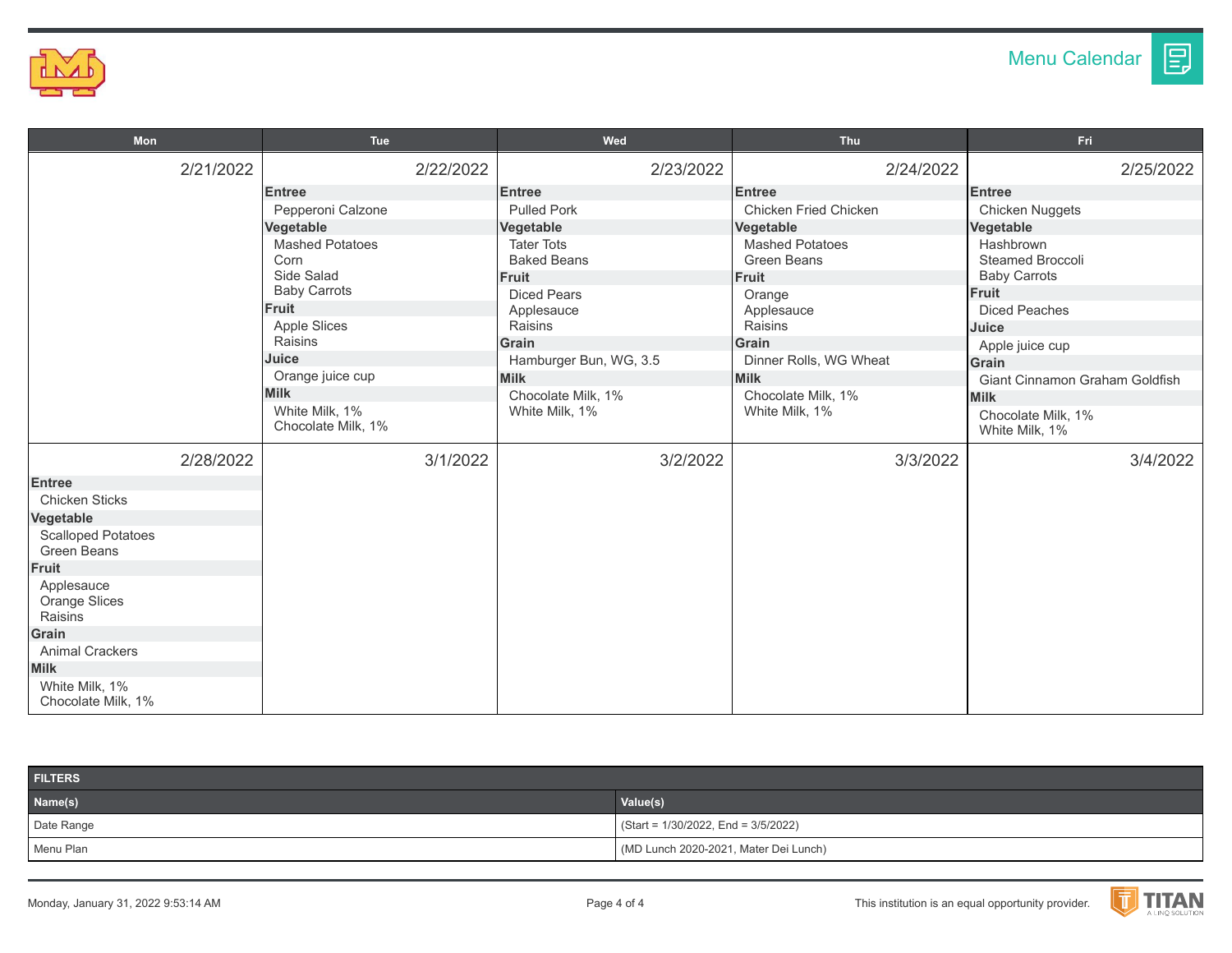# Menu Calendar

| Mon | Tue | Wed | Thu | Fri |
|---|---|---|---|---|
| 2/21/2022 | 2/22/2022<br>**Entree**<br>Pepperoni Calzone<br>**Vegetable**<br>Mashed Potatoes<br>Corn<br>Side Salad<br>Baby Carrots<br>**Fruit**<br>Apple Slices<br>Raisins<br>**Juice**<br>Orange juice cup<br>**Milk**<br>White Milk, 1%<br>Chocolate Milk, 1% | 2/23/2022<br>**Entree**<br>Pulled Pork<br>**Vegetable**<br>Tater Tots<br>Baked Beans<br>**Fruit**<br>Diced Pears<br>Applesauce<br>Raisins<br>**Grain**<br>Hamburger Bun, WG, 3.5<br>**Milk**<br>Chocolate Milk, 1%<br>White Milk, 1% | 2/24/2022<br>**Entree**<br>Chicken Fried Chicken<br>**Vegetable**<br>Mashed Potatoes<br>Green Beans<br>**Fruit**<br>Orange<br>Applesauce<br>Raisins<br>**Grain**<br>Dinner Rolls, WG Wheat<br>**Milk**<br>Chocolate Milk, 1%<br>White Milk, 1% | 2/25/2022<br>**Entree**<br>Chicken Nuggets<br>**Vegetable**<br>Hashbrown<br>Steamed Broccoli<br>Baby Carrots<br>**Fruit**<br>Diced Peaches<br>**Juice**<br>Apple juice cup<br>**Grain**<br>Giant Cinnamon Graham Goldfish<br>**Milk**<br>Chocolate Milk, 1%<br>White Milk, 1% |
| 2/28/2022<br>**Entree**<br>Chicken Sticks<br>**Vegetable**<br>Scalloped Potatoes<br>Green Beans<br>**Fruit**<br>Applesauce<br>Orange Slices<br>Raisins<br>**Grain**<br>Animal Crackers<br>**Milk**<br>White Milk, 1%<br>Chocolate Milk, 1% | 3/1/2022 | 3/2/2022 | 3/3/2022 | 3/4/2022 |

**FILTERS**

| Name(s) | Value(s) |
|---|---|
| Date Range | (Start = 1/30/2022, End = 3/5/2022) |
| Menu Plan | (MD Lunch 2020-2021, Mater Dei Lunch) |

Monday, January 31, 2022 9:53:14 AM

This institution is an equal opportunity provider.